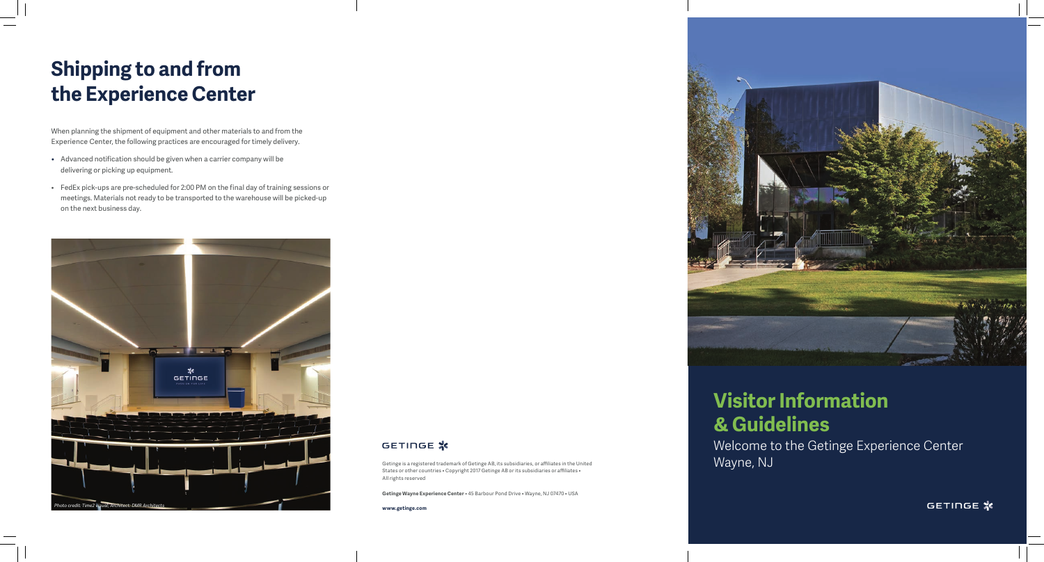# Shipping to and from the Experience Center

When planning the shipment of equipment and other materials to and from the Experience Center, the following practices are encouraged for timely delivery.

- Advanced notification should be given when a carrier company will be delivering or picking up equipment.
- FedEx pick-ups are pre-scheduled for 2:00 PM on the final day of training sessions or meetings. Materials not ready to be transported to the warehouse will be picked-up on the next business day.

*Photo credit: Time2 Visual; Architect: DMR Architects*

GETINGE

Getinge is a registered trademark of Getinge AB, its subsidiaries, or affiliates in the United States or other countries • Copyright 2017 Getinge AB or its subsidiaries or affiliates • All rights reserved

**Getinge Wayne Experience Center** • 45 Barbour Pond Drive • Wayne, NJ 07470 • USA

**www.getinge.com**

# Visitor Information & Guidelines

Welcome to the Getinge Experience Center Wayne, NJ

GETINGE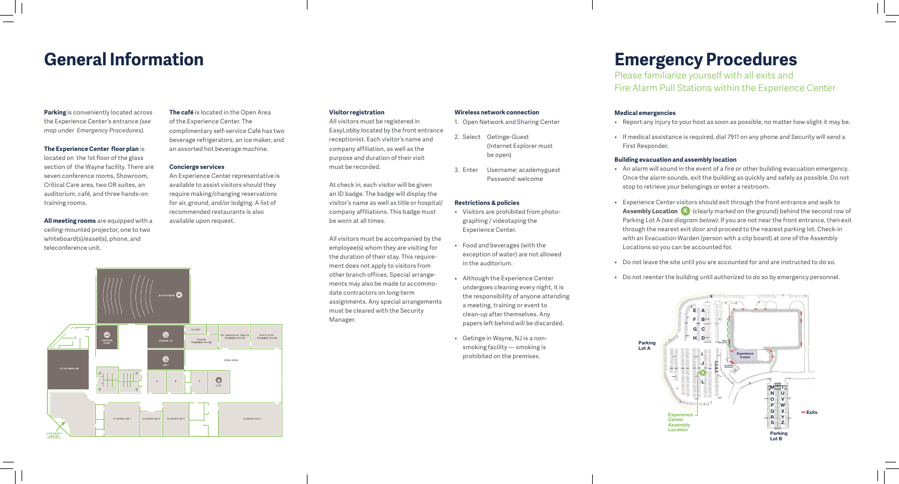# General Information

**Parking** is conveniently located across the Experience Center's entrance *(see map under Emergency Procedures).*

**The Experience Center floor plan** is located on the 1st floor of the glass section of the Wayne facility. There are seven conference rooms, Showroom, Critical Care area, two OR suites, an auditorium, café, and three hands-on training rooms.

**All meeting rooms** are equipped with a ceiling-mounted projector, one to two whiteboard(s)/easel(s), phone, and teleconference unit.

**The café** is located in the Open Area of the Experience Center. The complimentary self-service Café has two beverage refrigerators, an ice maker, and an assorted hot beverage machine.

#### Concierge services

An Experience Center representative is available to assist visitors should they require making/changing reservations for air, ground, and/or lodging. A list of recommended restaurants is also available upon request.

AUDITORIUM

CRITICAL CARE

HYBRID OR

CLOSET

TEGRIS TRAINING ROOM

OR LIGHTS/OR TABLES TRAINING ROOM

VENTILATOR TRAINING ROOM

OPEN AREA

OR 1

CV SHOWROOM

A

B

C

CAFE

CLASSROOM 1

CLASSROOM 2

CLASSROOM 3

CLASSROOM 4

EXPERIENCE CENTER ENTRANCE

#### Visitor registration

All visitors must be registered in EasyLobby located by the front entrance receptionist. Each visitor's name and company affiliation, as well as the purpose and duration of their visit must be recorded.

At check in, each visitor will be given an ID badge. The badge will display the visitor's name as well as title or hospital/ company affiliations. This badge must be worn at all times.

All visitors must be accompanied by the employee(s) whom they are visiting for the duration of their stay. This requirement does not apply to visitors from other branch offices. Special arrangements may also be made to accommodate contractors on long-term assignments. Any special arrangements must be cleared with the Security Manager.

#### Wireless network connection

1. Open Network and Sharing Center
2. Select Getinge-Guest (Internet Explorer must be open)
3. Enter Username: academyguest Password: welcome

#### Restrictions & policies

- Visitors are prohibited from photographing / videotaping the Experience Center.
- Food and beverages (with the exception of water) are not allowed in the auditorium.
- Although the Experience Center undergoes cleaning every night, it is the responsibility of anyone attending a meeting, training or event to clean-up after themselves. Any papers left behind will be discarded.
- Getinge in Wayne, NJ is a non-smoking facility — smoking is prohibited on the premises.

# Emergency Procedures

Please familiarize yourself with all exits and Fire Alarm Pull Stations within the Experience Center

#### Medical emergencies

- Report any injury to your host as soon as possible, no matter how slight it may be.
- If medical assistance is required, dial 7911 on any phone and Security will send a First Responder.

#### Building evacuation and assembly location

- An alarm will sound in the event of a fire or other building evacuation emergency. Once the alarm sounds, exit the building as quickly and safely as possible. Do not stop to retrieve your belongings or enter a restroom.
- Experience Center visitors should exit through the front entrance and walk to **Assembly Location K** (clearly marked on the ground) behind the second row of Parking Lot A *(see diagram below)*. If you are not near the front entrance, then exit through the nearest exit door and proceed to the nearest parking lot. Check-in with an Evacuation Warden (person with a clip board) at one of the Assembly Locations so you can be accounted for.
- Do not leave the site until you are accounted for and are instructed to do so.
- Do not reenter the building until authorized to do so by emergency personnel.

Parking Lot A

Experience Center

Experience Center Assembly Location

Exits

Parking Lot B